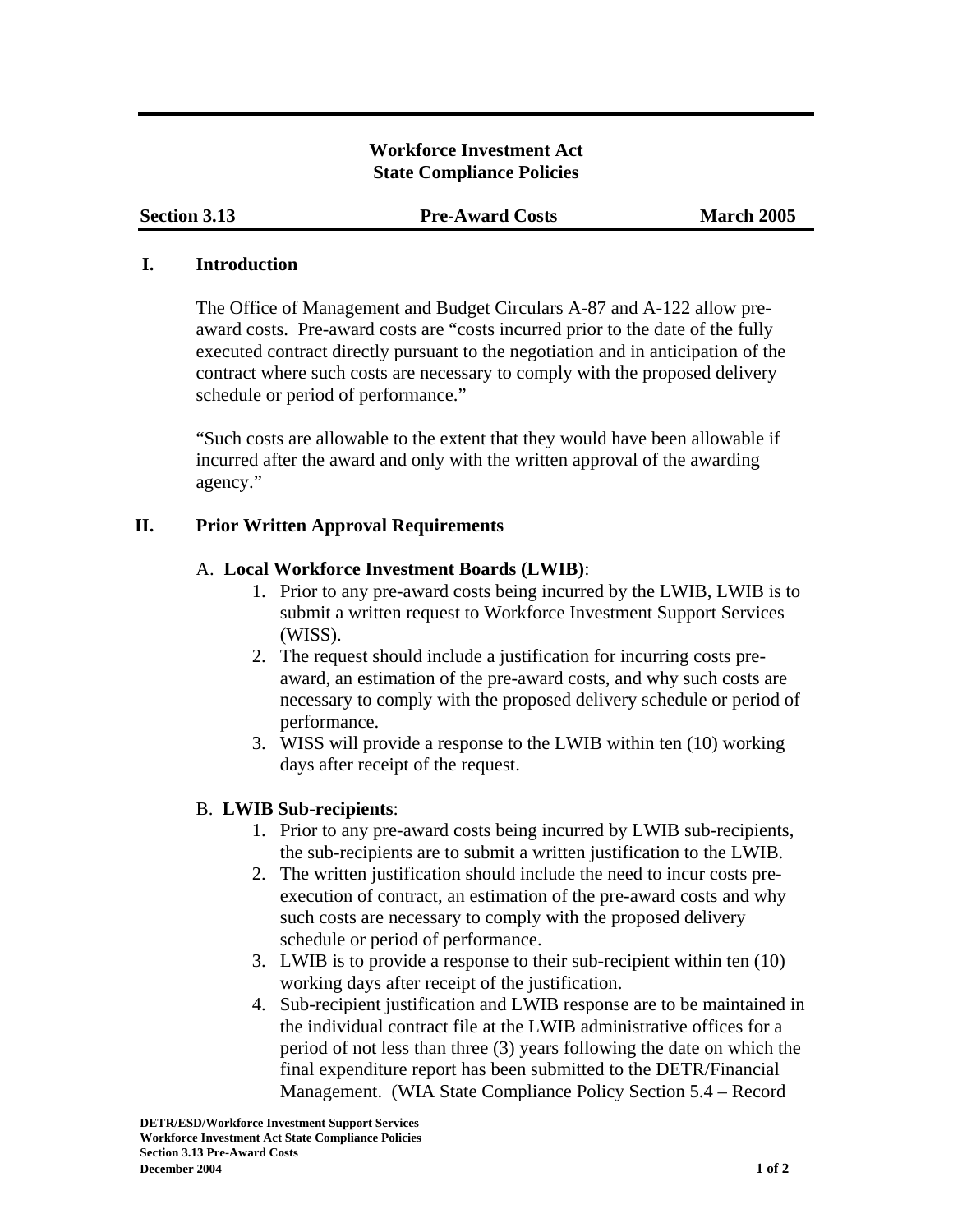# Workforce Investment Act
# State Compliance Policies

**Section 3.13** | **Pre-Award Costs** | **March 2005**

## I. Introduction

The Office of Management and Budget Circulars A-87 and A-122 allow pre-award costs. Pre-award costs are "costs incurred prior to the date of the fully executed contract directly pursuant to the negotiation and in anticipation of the contract where such costs are necessary to comply with the proposed delivery schedule or period of performance."

"Such costs are allowable to the extent that they would have been allowable if incurred after the award and only with the written approval of the awarding agency."

## II. Prior Written Approval Requirements

A. **Local Workforce Investment Boards (LWIB)**:

1. Prior to any pre-award costs being incurred by the LWIB, LWIB is to submit a written request to Workforce Investment Support Services (WISS).
2. The request should include a justification for incurring costs pre-award, an estimation of the pre-award costs, and why such costs are necessary to comply with the proposed delivery schedule or period of performance.
3. WISS will provide a response to the LWIB within ten (10) working days after receipt of the request.

B. **LWIB Sub-recipients**:

1. Prior to any pre-award costs being incurred by LWIB sub-recipients, the sub-recipients are to submit a written justification to the LWIB.
2. The written justification should include the need to incur costs pre-execution of contract, an estimation of the pre-award costs and why such costs are necessary to comply with the proposed delivery schedule or period of performance.
3. LWIB is to provide a response to their sub-recipient within ten (10) working days after receipt of the justification.
4. Sub-recipient justification and LWIB response are to be maintained in the individual contract file at the LWIB administrative offices for a period of not less than three (3) years following the date on which the final expenditure report has been submitted to the DETR/Financial Management. (WIA State Compliance Policy Section 5.4 – Record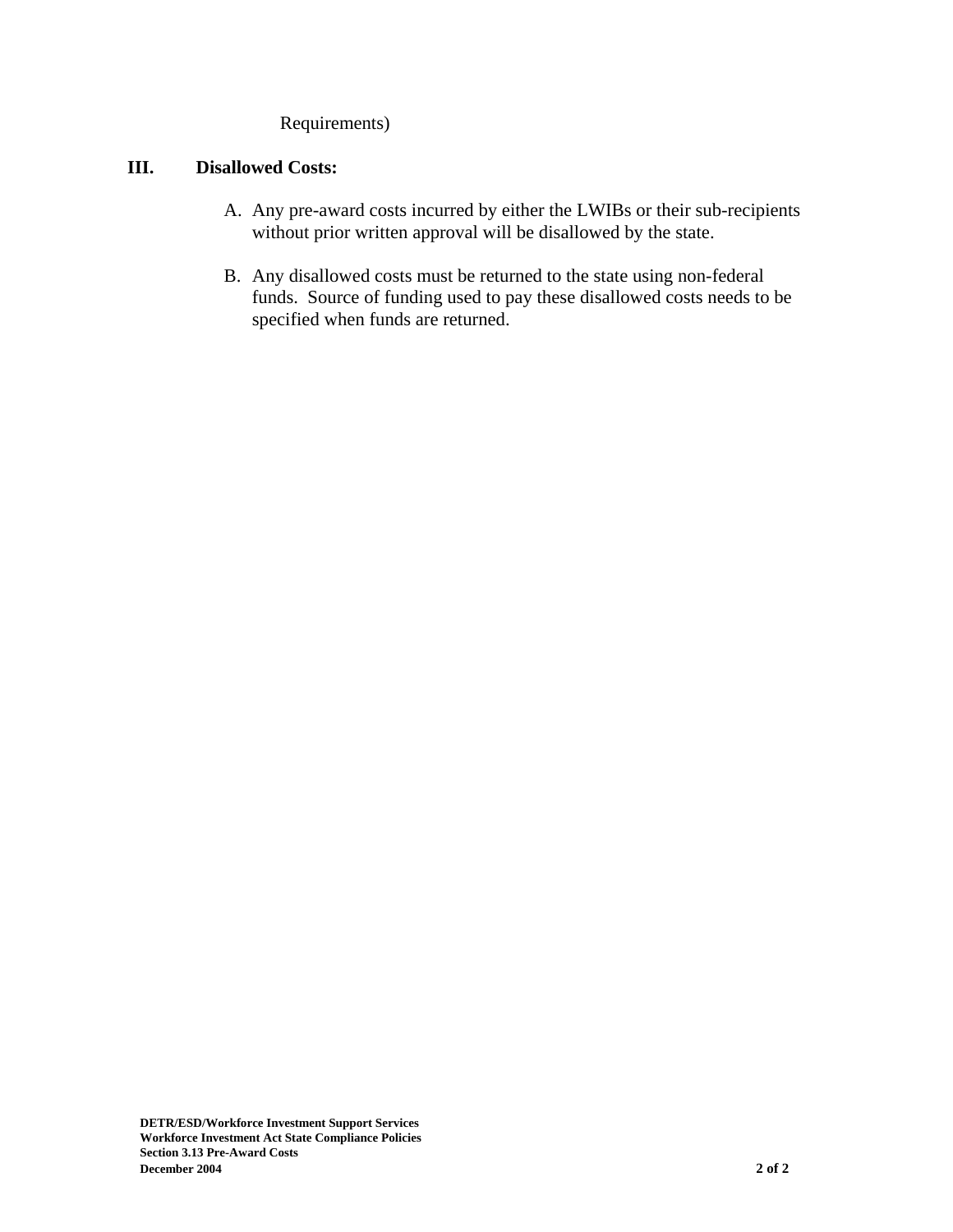Requirements)

## III. Disallowed Costs:

A. Any pre-award costs incurred by either the LWIBs or their sub-recipients without prior written approval will be disallowed by the state.

B. Any disallowed costs must be returned to the state using non-federal funds. Source of funding used to pay these disallowed costs needs to be specified when funds are returned.